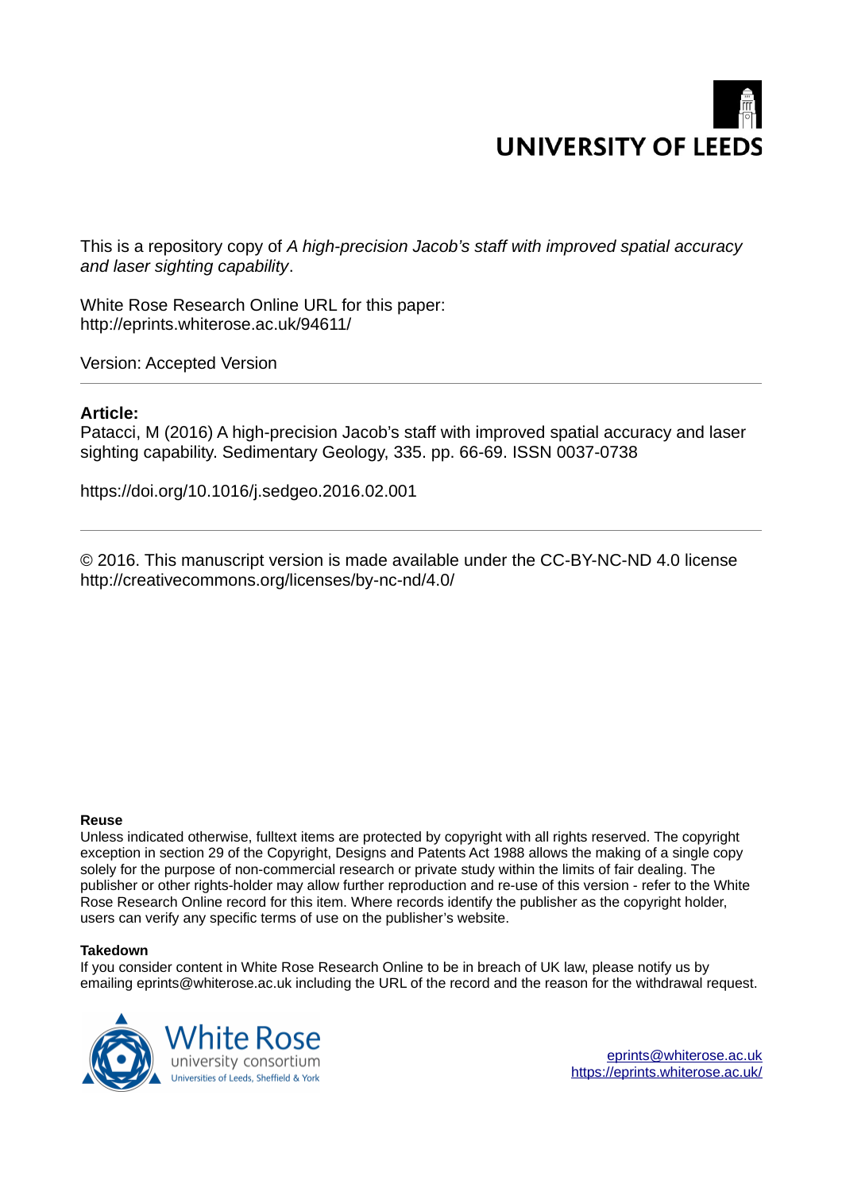UNIVERSITY OF LEEDS

This is a repository copy of *A high-precision Jacob's staff with improved spatial accuracy and laser sighting capability*.

White Rose Research Online URL for this paper:
http://eprints.whiterose.ac.uk/94611/

Version: Accepted Version

**Article:**

Patacci, M (2016) A high-precision Jacob's staff with improved spatial accuracy and laser sighting capability. Sedimentary Geology, 335. pp. 66-69. ISSN 0037-0738

https://doi.org/10.1016/j.sedgeo.2016.02.001

© 2016. This manuscript version is made available under the CC-BY-NC-ND 4.0 license http://creativecommons.org/licenses/by-nc-nd/4.0/

**Reuse**

Unless indicated otherwise, fulltext items are protected by copyright with all rights reserved. The copyright exception in section 29 of the Copyright, Designs and Patents Act 1988 allows the making of a single copy solely for the purpose of non-commercial research or private study within the limits of fair dealing. The publisher or other rights-holder may allow further reproduction and re-use of this version - refer to the White Rose Research Online record for this item. Where records identify the publisher as the copyright holder, users can verify any specific terms of use on the publisher's website.

**Takedown**

If you consider content in White Rose Research Online to be in breach of UK law, please notify us by emailing eprints@whiterose.ac.uk including the URL of the record and the reason for the withdrawal request.

White Rose university consortium
Universities of Leeds, Sheffield & York

eprints@whiterose.ac.uk
https://eprints.whiterose.ac.uk/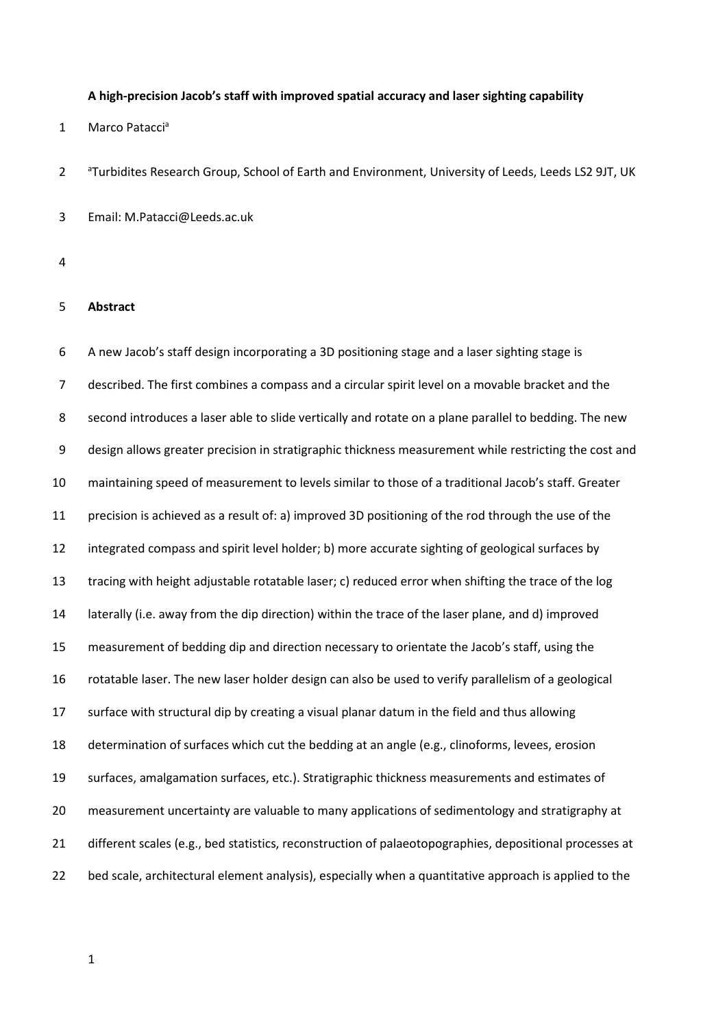**A high-precision Jacob's staff with improved spatial accuracy and laser sighting capability**

Marco Patacci[a]

[a]Turbidites Research Group, School of Earth and Environment, University of Leeds, Leeds LS2 9JT, UK

Email: M.Patacci@Leeds.ac.uk

## Abstract

A new Jacob's staff design incorporating a 3D positioning stage and a laser sighting stage is described. The first combines a compass and a circular spirit level on a movable bracket and the second introduces a laser able to slide vertically and rotate on a plane parallel to bedding. The new design allows greater precision in stratigraphic thickness measurement while restricting the cost and maintaining speed of measurement to levels similar to those of a traditional Jacob's staff. Greater precision is achieved as a result of: a) improved 3D positioning of the rod through the use of the integrated compass and spirit level holder; b) more accurate sighting of geological surfaces by tracing with height adjustable rotatable laser; c) reduced error when shifting the trace of the log laterally (i.e. away from the dip direction) within the trace of the laser plane, and d) improved measurement of bedding dip and direction necessary to orientate the Jacob's staff, using the rotatable laser. The new laser holder design can also be used to verify parallelism of a geological surface with structural dip by creating a visual planar datum in the field and thus allowing determination of surfaces which cut the bedding at an angle (e.g., clinoforms, levees, erosion surfaces, amalgamation surfaces, etc.). Stratigraphic thickness measurements and estimates of measurement uncertainty are valuable to many applications of sedimentology and stratigraphy at different scales (e.g., bed statistics, reconstruction of palaeotopographies, depositional processes at bed scale, architectural element analysis), especially when a quantitative approach is applied to the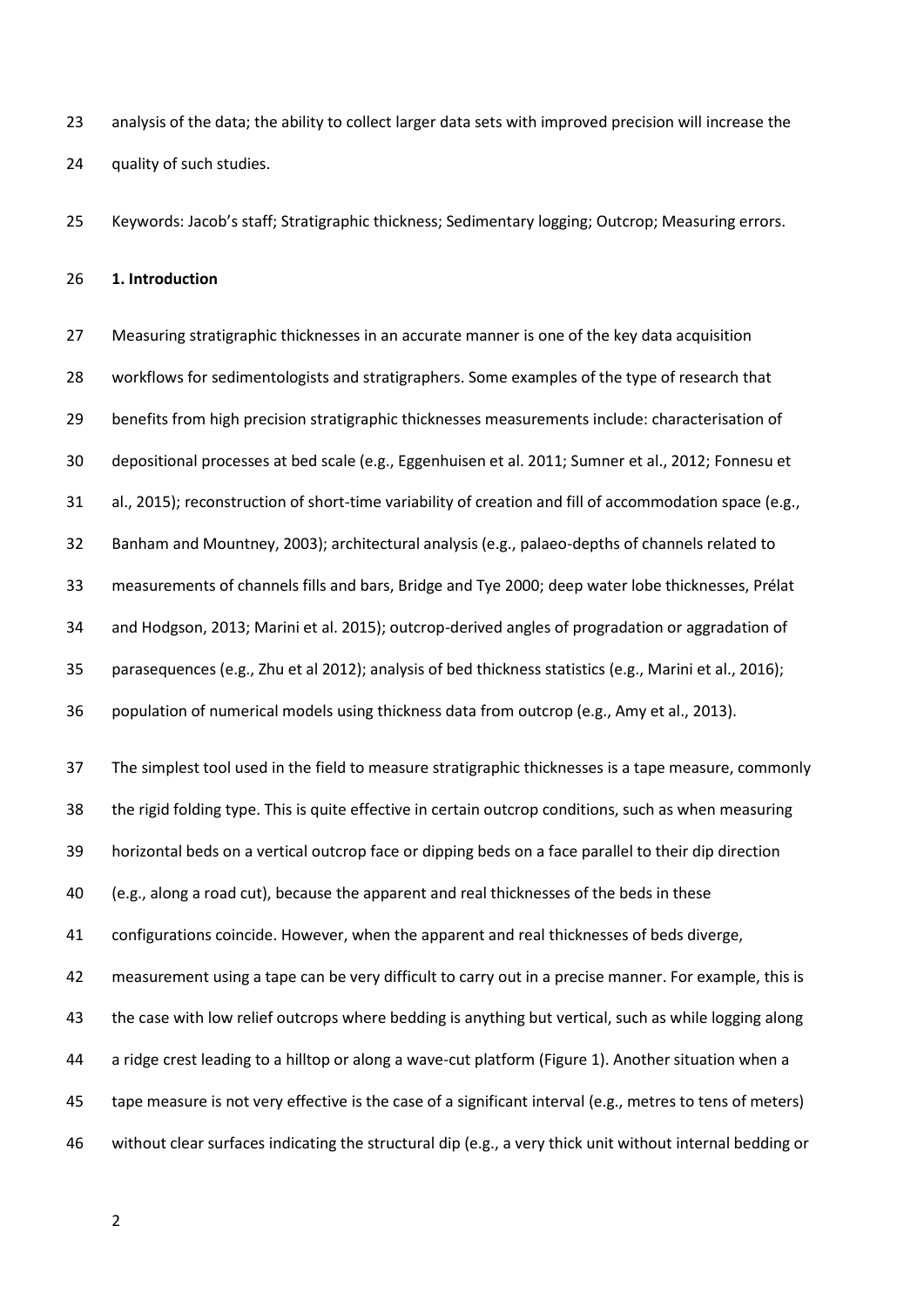analysis of the data; the ability to collect larger data sets with improved precision will increase the quality of such studies.

Keywords: Jacob's staff; Stratigraphic thickness; Sedimentary logging; Outcrop; Measuring errors.

## 1. Introduction

Measuring stratigraphic thicknesses in an accurate manner is one of the key data acquisition workflows for sedimentologists and stratigraphers. Some examples of the type of research that benefits from high precision stratigraphic thicknesses measurements include: characterisation of depositional processes at bed scale (e.g., Eggenhuisen et al. 2011; Sumner et al., 2012; Fonnesu et al., 2015); reconstruction of short-time variability of creation and fill of accommodation space (e.g., Banham and Mountney, 2003); architectural analysis (e.g., palaeo-depths of channels related to measurements of channels fills and bars, Bridge and Tye 2000; deep water lobe thicknesses, Prélat and Hodgson, 2013; Marini et al. 2015); outcrop-derived angles of progradation or aggradation of parasequences (e.g., Zhu et al 2012); analysis of bed thickness statistics (e.g., Marini et al., 2016); population of numerical models using thickness data from outcrop (e.g., Amy et al., 2013).

The simplest tool used in the field to measure stratigraphic thicknesses is a tape measure, commonly the rigid folding type. This is quite effective in certain outcrop conditions, such as when measuring horizontal beds on a vertical outcrop face or dipping beds on a face parallel to their dip direction (e.g., along a road cut), because the apparent and real thicknesses of the beds in these configurations coincide. However, when the apparent and real thicknesses of beds diverge, measurement using a tape can be very difficult to carry out in a precise manner. For example, this is the case with low relief outcrops where bedding is anything but vertical, such as while logging along a ridge crest leading to a hilltop or along a wave-cut platform (Figure 1). Another situation when a tape measure is not very effective is the case of a significant interval (e.g., metres to tens of meters) without clear surfaces indicating the structural dip (e.g., a very thick unit without internal bedding or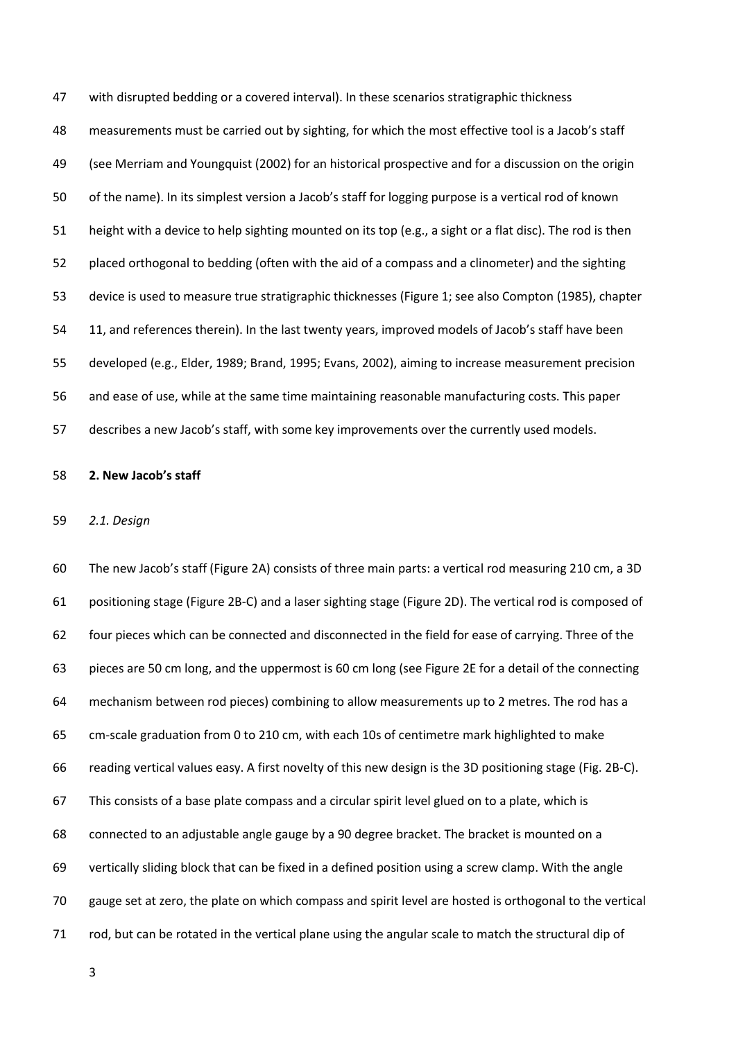with disrupted bedding or a covered interval). In these scenarios stratigraphic thickness measurements must be carried out by sighting, for which the most effective tool is a Jacob's staff (see Merriam and Youngquist (2002) for an historical prospective and for a discussion on the origin of the name). In its simplest version a Jacob's staff for logging purpose is a vertical rod of known height with a device to help sighting mounted on its top (e.g., a sight or a flat disc). The rod is then placed orthogonal to bedding (often with the aid of a compass and a clinometer) and the sighting device is used to measure true stratigraphic thicknesses (Figure 1; see also Compton (1985), chapter 11, and references therein). In the last twenty years, improved models of Jacob's staff have been developed (e.g., Elder, 1989; Brand, 1995; Evans, 2002), aiming to increase measurement precision and ease of use, while at the same time maintaining reasonable manufacturing costs. This paper describes a new Jacob's staff, with some key improvements over the currently used models.

## 2. New Jacob's staff

### *2.1. Design*

The new Jacob's staff (Figure 2A) consists of three main parts: a vertical rod measuring 210 cm, a 3D positioning stage (Figure 2B-C) and a laser sighting stage (Figure 2D). The vertical rod is composed of four pieces which can be connected and disconnected in the field for ease of carrying. Three of the pieces are 50 cm long, and the uppermost is 60 cm long (see Figure 2E for a detail of the connecting mechanism between rod pieces) combining to allow measurements up to 2 metres. The rod has a cm-scale graduation from 0 to 210 cm, with each 10s of centimetre mark highlighted to make reading vertical values easy. A first novelty of this new design is the 3D positioning stage (Fig. 2B-C). This consists of a base plate compass and a circular spirit level glued on to a plate, which is connected to an adjustable angle gauge by a 90 degree bracket. The bracket is mounted on a vertically sliding block that can be fixed in a defined position using a screw clamp. With the angle gauge set at zero, the plate on which compass and spirit level are hosted is orthogonal to the vertical rod, but can be rotated in the vertical plane using the angular scale to match the structural dip of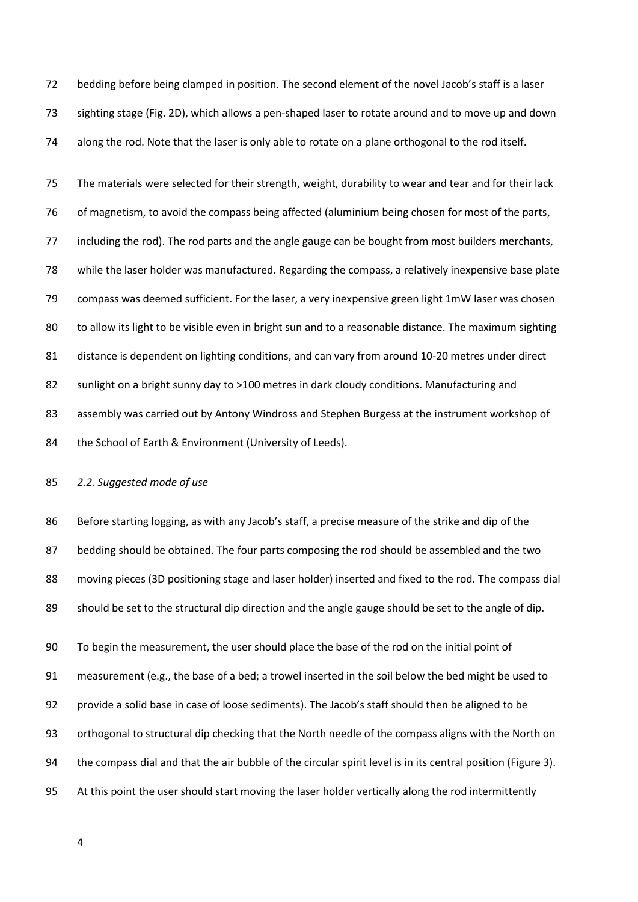bedding before being clamped in position. The second element of the novel Jacob's staff is a laser sighting stage (Fig. 2D), which allows a pen-shaped laser to rotate around and to move up and down along the rod. Note that the laser is only able to rotate on a plane orthogonal to the rod itself.

The materials were selected for their strength, weight, durability to wear and tear and for their lack of magnetism, to avoid the compass being affected (aluminium being chosen for most of the parts, including the rod). The rod parts and the angle gauge can be bought from most builders merchants, while the laser holder was manufactured. Regarding the compass, a relatively inexpensive base plate compass was deemed sufficient. For the laser, a very inexpensive green light 1mW laser was chosen to allow its light to be visible even in bright sun and to a reasonable distance. The maximum sighting distance is dependent on lighting conditions, and can vary from around 10-20 metres under direct sunlight on a bright sunny day to >100 metres in dark cloudy conditions. Manufacturing and assembly was carried out by Antony Windross and Stephen Burgess at the instrument workshop of the School of Earth & Environment (University of Leeds).

### *2.2. Suggested mode of use*

Before starting logging, as with any Jacob's staff, a precise measure of the strike and dip of the bedding should be obtained. The four parts composing the rod should be assembled and the two moving pieces (3D positioning stage and laser holder) inserted and fixed to the rod. The compass dial should be set to the structural dip direction and the angle gauge should be set to the angle of dip.

To begin the measurement, the user should place the base of the rod on the initial point of measurement (e.g., the base of a bed; a trowel inserted in the soil below the bed might be used to provide a solid base in case of loose sediments). The Jacob's staff should then be aligned to be orthogonal to structural dip checking that the North needle of the compass aligns with the North on the compass dial and that the air bubble of the circular spirit level is in its central position (Figure 3). At this point the user should start moving the laser holder vertically along the rod intermittently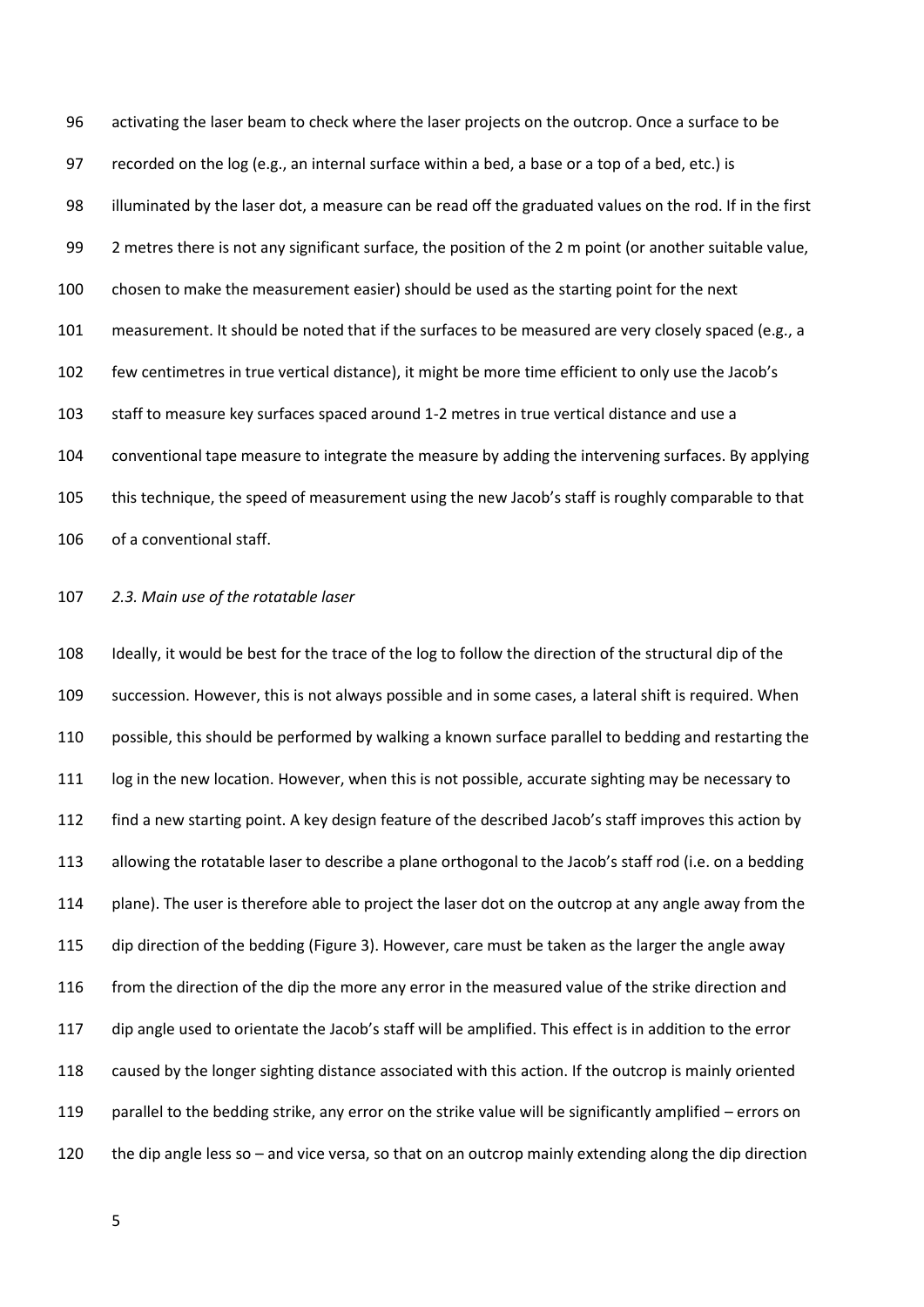activating the laser beam to check where the laser projects on the outcrop. Once a surface to be recorded on the log (e.g., an internal surface within a bed, a base or a top of a bed, etc.) is illuminated by the laser dot, a measure can be read off the graduated values on the rod. If in the first 2 metres there is not any significant surface, the position of the 2 m point (or another suitable value, chosen to make the measurement easier) should be used as the starting point for the next measurement. It should be noted that if the surfaces to be measured are very closely spaced (e.g., a few centimetres in true vertical distance), it might be more time efficient to only use the Jacob's staff to measure key surfaces spaced around 1-2 metres in true vertical distance and use a conventional tape measure to integrate the measure by adding the intervening surfaces. By applying this technique, the speed of measurement using the new Jacob's staff is roughly comparable to that of a conventional staff.

### *2.3. Main use of the rotatable laser*

Ideally, it would be best for the trace of the log to follow the direction of the structural dip of the succession. However, this is not always possible and in some cases, a lateral shift is required. When possible, this should be performed by walking a known surface parallel to bedding and restarting the log in the new location. However, when this is not possible, accurate sighting may be necessary to find a new starting point. A key design feature of the described Jacob's staff improves this action by allowing the rotatable laser to describe a plane orthogonal to the Jacob's staff rod (i.e. on a bedding plane). The user is therefore able to project the laser dot on the outcrop at any angle away from the dip direction of the bedding (Figure 3). However, care must be taken as the larger the angle away from the direction of the dip the more any error in the measured value of the strike direction and dip angle used to orientate the Jacob's staff will be amplified. This effect is in addition to the error caused by the longer sighting distance associated with this action. If the outcrop is mainly oriented parallel to the bedding strike, any error on the strike value will be significantly amplified – errors on the dip angle less so – and vice versa, so that on an outcrop mainly extending along the dip direction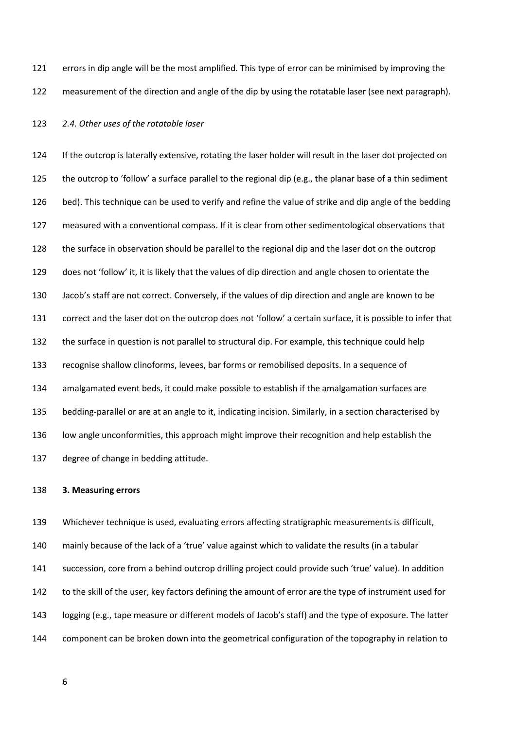errors in dip angle will be the most amplified. This type of error can be minimised by improving the measurement of the direction and angle of the dip by using the rotatable laser (see next paragraph).

*2.4. Other uses of the rotatable laser*

If the outcrop is laterally extensive, rotating the laser holder will result in the laser dot projected on the outcrop to 'follow' a surface parallel to the regional dip (e.g., the planar base of a thin sediment bed). This technique can be used to verify and refine the value of strike and dip angle of the bedding measured with a conventional compass. If it is clear from other sedimentological observations that the surface in observation should be parallel to the regional dip and the laser dot on the outcrop does not 'follow' it, it is likely that the values of dip direction and angle chosen to orientate the Jacob's staff are not correct. Conversely, if the values of dip direction and angle are known to be correct and the laser dot on the outcrop does not 'follow' a certain surface, it is possible to infer that the surface in question is not parallel to structural dip. For example, this technique could help recognise shallow clinoforms, levees, bar forms or remobilised deposits. In a sequence of amalgamated event beds, it could make possible to establish if the amalgamation surfaces are bedding-parallel or are at an angle to it, indicating incision. Similarly, in a section characterised by low angle unconformities, this approach might improve their recognition and help establish the degree of change in bedding attitude.

## 3. Measuring errors

Whichever technique is used, evaluating errors affecting stratigraphic measurements is difficult, mainly because of the lack of a 'true' value against which to validate the results (in a tabular succession, core from a behind outcrop drilling project could provide such 'true' value). In addition to the skill of the user, key factors defining the amount of error are the type of instrument used for logging (e.g., tape measure or different models of Jacob's staff) and the type of exposure. The latter component can be broken down into the geometrical configuration of the topography in relation to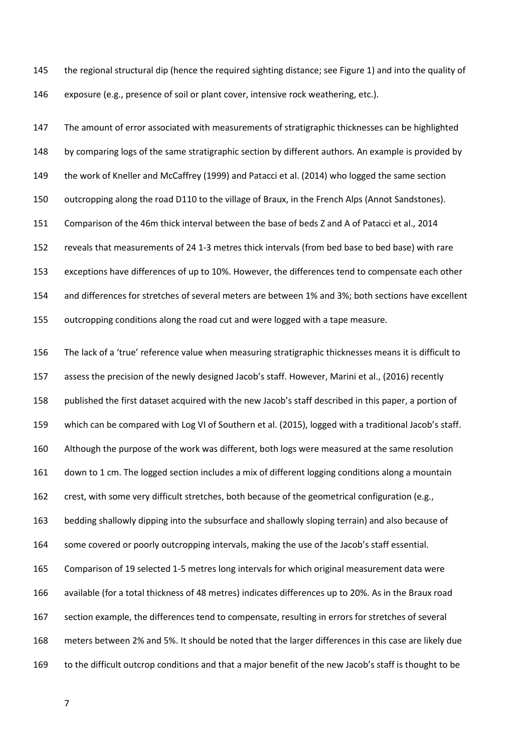the regional structural dip (hence the required sighting distance; see Figure 1) and into the quality of exposure (e.g., presence of soil or plant cover, intensive rock weathering, etc.).

The amount of error associated with measurements of stratigraphic thicknesses can be highlighted by comparing logs of the same stratigraphic section by different authors. An example is provided by the work of Kneller and McCaffrey (1999) and Patacci et al. (2014) who logged the same section outcropping along the road D110 to the village of Braux, in the French Alps (Annot Sandstones). Comparison of the 46m thick interval between the base of beds Z and A of Patacci et al., 2014 reveals that measurements of 24 1-3 metres thick intervals (from bed base to bed base) with rare exceptions have differences of up to 10%. However, the differences tend to compensate each other and differences for stretches of several meters are between 1% and 3%; both sections have excellent outcropping conditions along the road cut and were logged with a tape measure.

The lack of a 'true' reference value when measuring stratigraphic thicknesses means it is difficult to assess the precision of the newly designed Jacob's staff. However, Marini et al., (2016) recently published the first dataset acquired with the new Jacob's staff described in this paper, a portion of which can be compared with Log VI of Southern et al. (2015), logged with a traditional Jacob's staff. Although the purpose of the work was different, both logs were measured at the same resolution down to 1 cm. The logged section includes a mix of different logging conditions along a mountain crest, with some very difficult stretches, both because of the geometrical configuration (e.g., bedding shallowly dipping into the subsurface and shallowly sloping terrain) and also because of some covered or poorly outcropping intervals, making the use of the Jacob's staff essential. Comparison of 19 selected 1-5 metres long intervals for which original measurement data were available (for a total thickness of 48 metres) indicates differences up to 20%. As in the Braux road section example, the differences tend to compensate, resulting in errors for stretches of several meters between 2% and 5%. It should be noted that the larger differences in this case are likely due to the difficult outcrop conditions and that a major benefit of the new Jacob's staff is thought to be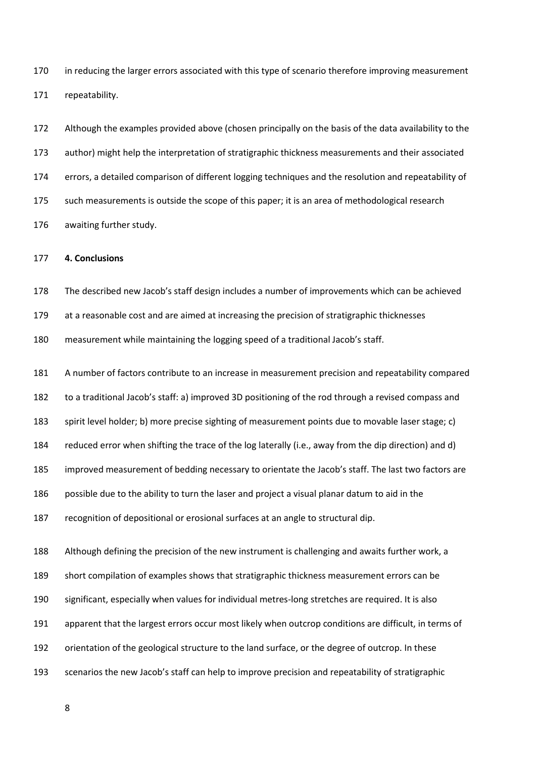in reducing the larger errors associated with this type of scenario therefore improving measurement repeatability.

Although the examples provided above (chosen principally on the basis of the data availability to the author) might help the interpretation of stratigraphic thickness measurements and their associated errors, a detailed comparison of different logging techniques and the resolution and repeatability of such measurements is outside the scope of this paper; it is an area of methodological research awaiting further study.

## 4. Conclusions

The described new Jacob's staff design includes a number of improvements which can be achieved at a reasonable cost and are aimed at increasing the precision of stratigraphic thicknesses measurement while maintaining the logging speed of a traditional Jacob's staff.

A number of factors contribute to an increase in measurement precision and repeatability compared to a traditional Jacob's staff: a) improved 3D positioning of the rod through a revised compass and spirit level holder; b) more precise sighting of measurement points due to movable laser stage; c) reduced error when shifting the trace of the log laterally (i.e., away from the dip direction) and d) improved measurement of bedding necessary to orientate the Jacob's staff. The last two factors are possible due to the ability to turn the laser and project a visual planar datum to aid in the recognition of depositional or erosional surfaces at an angle to structural dip.

Although defining the precision of the new instrument is challenging and awaits further work, a short compilation of examples shows that stratigraphic thickness measurement errors can be significant, especially when values for individual metres-long stretches are required. It is also apparent that the largest errors occur most likely when outcrop conditions are difficult, in terms of orientation of the geological structure to the land surface, or the degree of outcrop. In these scenarios the new Jacob's staff can help to improve precision and repeatability of stratigraphic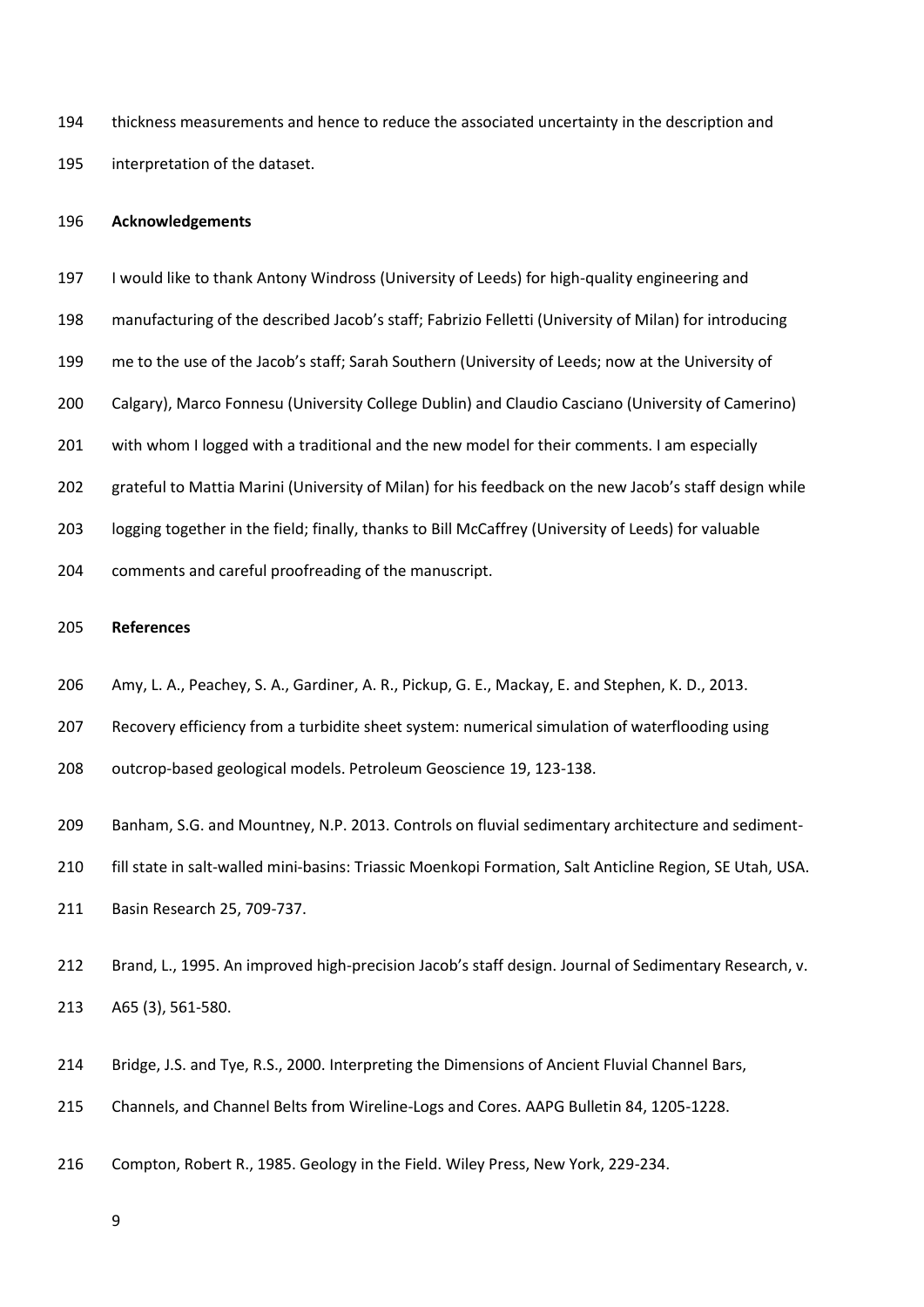thickness measurements and hence to reduce the associated uncertainty in the description and interpretation of the dataset.

## Acknowledgements

I would like to thank Antony Windross (University of Leeds) for high-quality engineering and manufacturing of the described Jacob's staff; Fabrizio Felletti (University of Milan) for introducing me to the use of the Jacob's staff; Sarah Southern (University of Leeds; now at the University of Calgary), Marco Fonnesu (University College Dublin) and Claudio Casciano (University of Camerino) with whom I logged with a traditional and the new model for their comments. I am especially grateful to Mattia Marini (University of Milan) for his feedback on the new Jacob's staff design while logging together in the field; finally, thanks to Bill McCaffrey (University of Leeds) for valuable comments and careful proofreading of the manuscript.

## References

Amy, L. A., Peachey, S. A., Gardiner, A. R., Pickup, G. E., Mackay, E. and Stephen, K. D., 2013. Recovery efficiency from a turbidite sheet system: numerical simulation of waterflooding using outcrop-based geological models. Petroleum Geoscience 19, 123-138.

Banham, S.G. and Mountney, N.P. 2013. Controls on fluvial sedimentary architecture and sediment-fill state in salt-walled mini-basins: Triassic Moenkopi Formation, Salt Anticline Region, SE Utah, USA. Basin Research 25, 709-737.

Brand, L., 1995. An improved high-precision Jacob's staff design. Journal of Sedimentary Research, v. A65 (3), 561-580.

Bridge, J.S. and Tye, R.S., 2000. Interpreting the Dimensions of Ancient Fluvial Channel Bars, Channels, and Channel Belts from Wireline-Logs and Cores. AAPG Bulletin 84, 1205-1228.

Compton, Robert R., 1985. Geology in the Field. Wiley Press, New York, 229-234.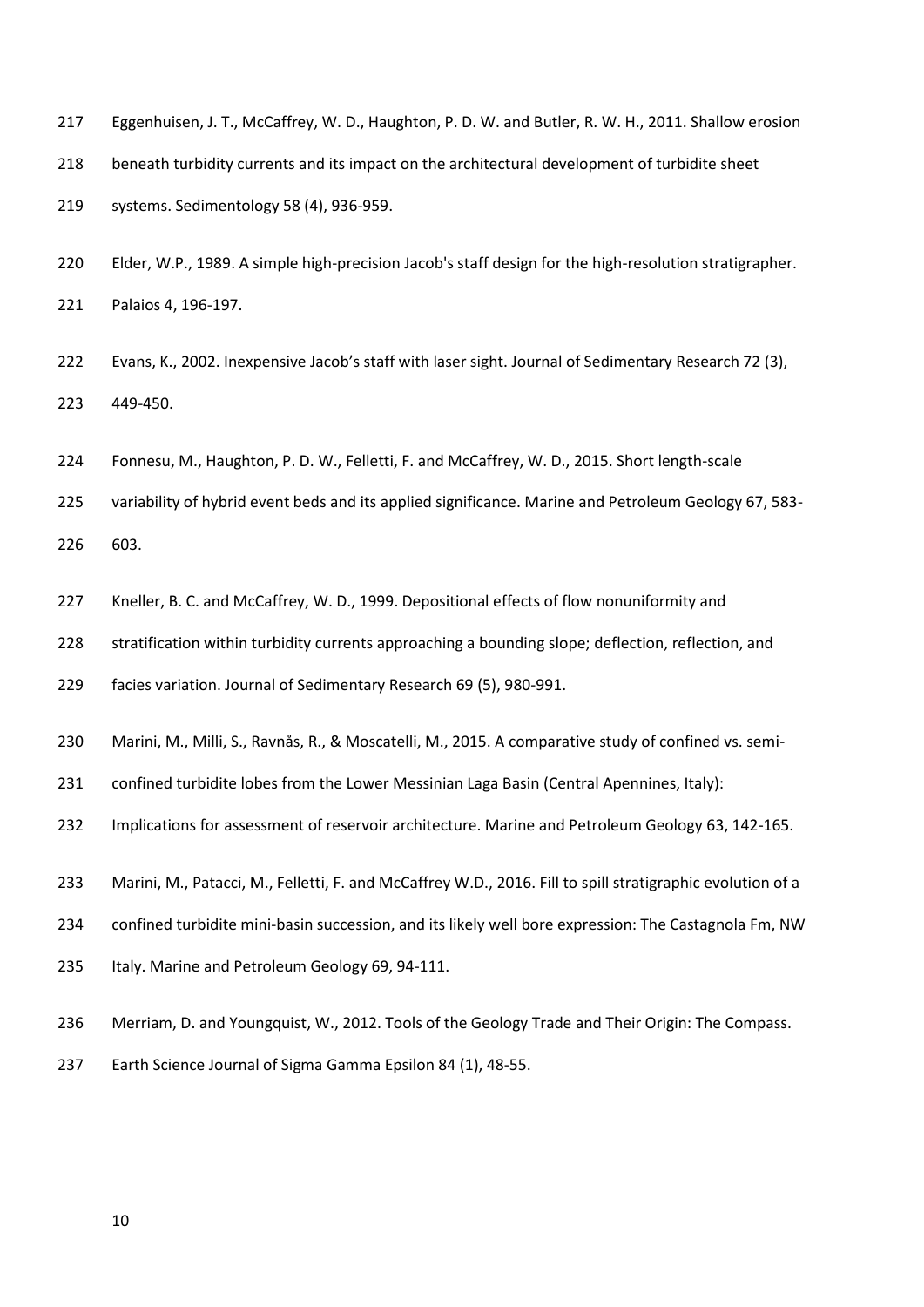Eggenhuisen, J. T., McCaffrey, W. D., Haughton, P. D. W. and Butler, R. W. H., 2011. Shallow erosion beneath turbidity currents and its impact on the architectural development of turbidite sheet systems. Sedimentology 58 (4), 936-959.

Elder, W.P., 1989. A simple high-precision Jacob's staff design for the high-resolution stratigrapher. Palaios 4, 196-197.

Evans, K., 2002. Inexpensive Jacob's staff with laser sight. Journal of Sedimentary Research 72 (3), 449-450.

Fonnesu, M., Haughton, P. D. W., Felletti, F. and McCaffrey, W. D., 2015. Short length-scale variability of hybrid event beds and its applied significance. Marine and Petroleum Geology 67, 583-603.

Kneller, B. C. and McCaffrey, W. D., 1999. Depositional effects of flow nonuniformity and stratification within turbidity currents approaching a bounding slope; deflection, reflection, and facies variation. Journal of Sedimentary Research 69 (5), 980-991.

Marini, M., Milli, S., Ravnås, R., & Moscatelli, M., 2015. A comparative study of confined vs. semi-confined turbidite lobes from the Lower Messinian Laga Basin (Central Apennines, Italy): Implications for assessment of reservoir architecture. Marine and Petroleum Geology 63, 142-165.

Marini, M., Patacci, M., Felletti, F. and McCaffrey W.D., 2016. Fill to spill stratigraphic evolution of a confined turbidite mini-basin succession, and its likely well bore expression: The Castagnola Fm, NW Italy. Marine and Petroleum Geology 69, 94-111.

Merriam, D. and Youngquist, W., 2012. Tools of the Geology Trade and Their Origin: The Compass. Earth Science Journal of Sigma Gamma Epsilon 84 (1), 48-55.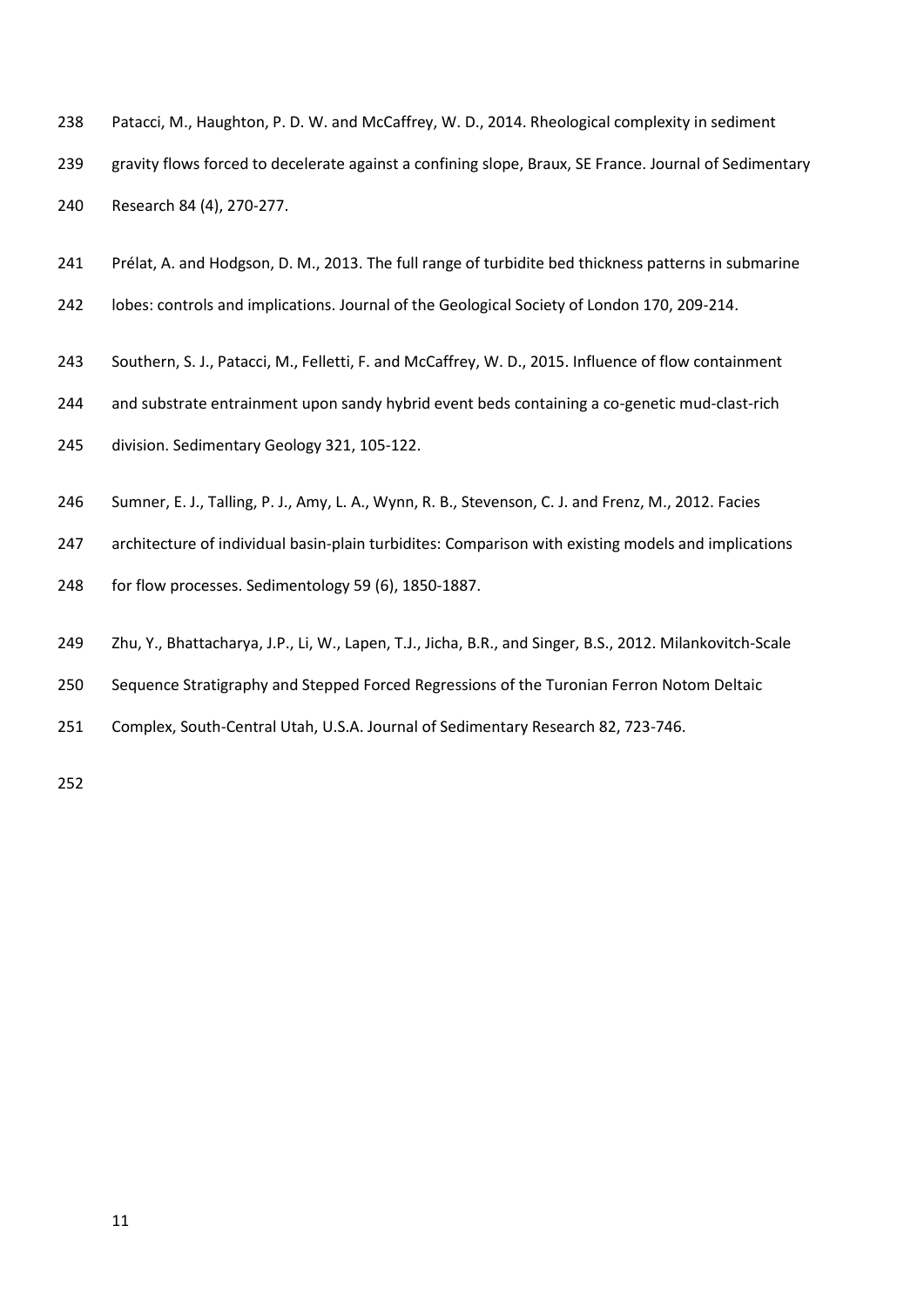Patacci, M., Haughton, P. D. W. and McCaffrey, W. D., 2014. Rheological complexity in sediment gravity flows forced to decelerate against a confining slope, Braux, SE France. Journal of Sedimentary Research 84 (4), 270-277.

Prélat, A. and Hodgson, D. M., 2013. The full range of turbidite bed thickness patterns in submarine lobes: controls and implications. Journal of the Geological Society of London 170, 209-214.

Southern, S. J., Patacci, M., Felletti, F. and McCaffrey, W. D., 2015. Influence of flow containment and substrate entrainment upon sandy hybrid event beds containing a co-genetic mud-clast-rich division. Sedimentary Geology 321, 105-122.

Sumner, E. J., Talling, P. J., Amy, L. A., Wynn, R. B., Stevenson, C. J. and Frenz, M., 2012. Facies architecture of individual basin-plain turbidites: Comparison with existing models and implications for flow processes. Sedimentology 59 (6), 1850-1887.

Zhu, Y., Bhattacharya, J.P., Li, W., Lapen, T.J., Jicha, B.R., and Singer, B.S., 2012. Milankovitch-Scale Sequence Stratigraphy and Stepped Forced Regressions of the Turonian Ferron Notom Deltaic Complex, South-Central Utah, U.S.A. Journal of Sedimentary Research 82, 723-746.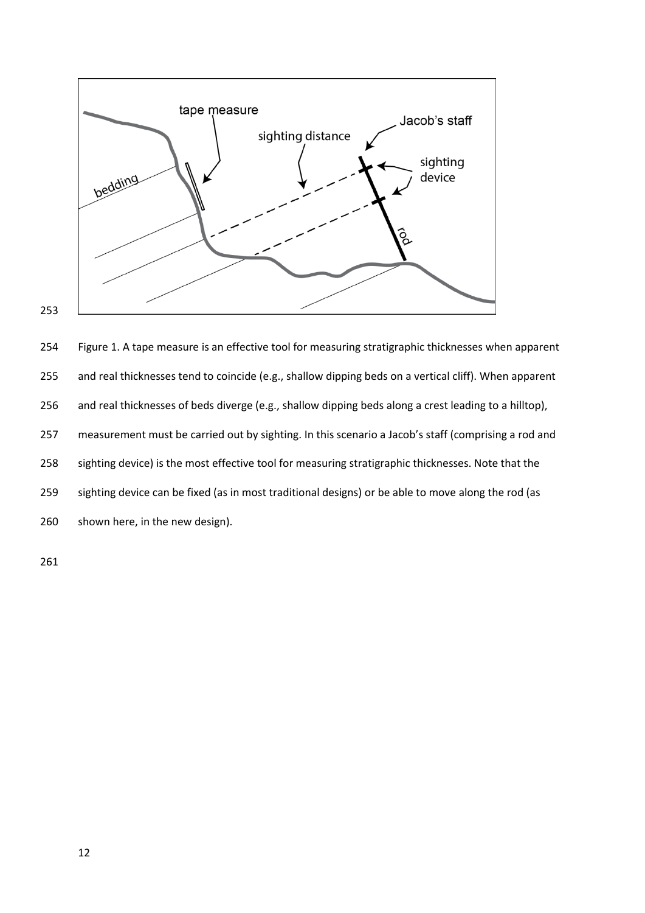Figure 1. A tape measure is an effective tool for measuring stratigraphic thicknesses when apparent and real thicknesses tend to coincide (e.g., shallow dipping beds on a vertical cliff). When apparent and real thicknesses of beds diverge (e.g., shallow dipping beds along a crest leading to a hilltop), measurement must be carried out by sighting. In this scenario a Jacob's staff (comprising a rod and sighting device) is the most effective tool for measuring stratigraphic thicknesses. Note that the sighting device can be fixed (as in most traditional designs) or be able to move along the rod (as shown here, in the new design).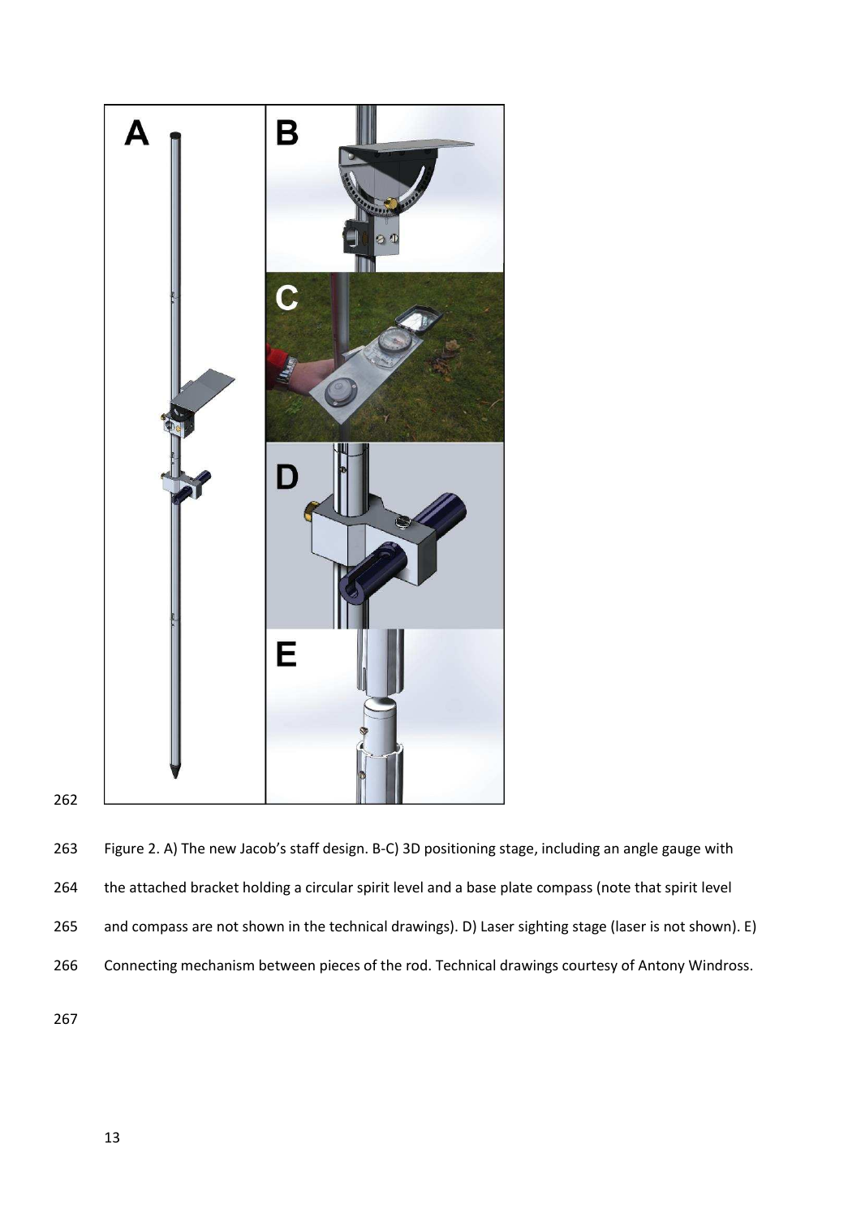Figure 2. A) The new Jacob's staff design. B-C) 3D positioning stage, including an angle gauge with the attached bracket holding a circular spirit level and a base plate compass (note that spirit level and compass are not shown in the technical drawings). D) Laser sighting stage (laser is not shown). E) Connecting mechanism between pieces of the rod. Technical drawings courtesy of Antony Windross.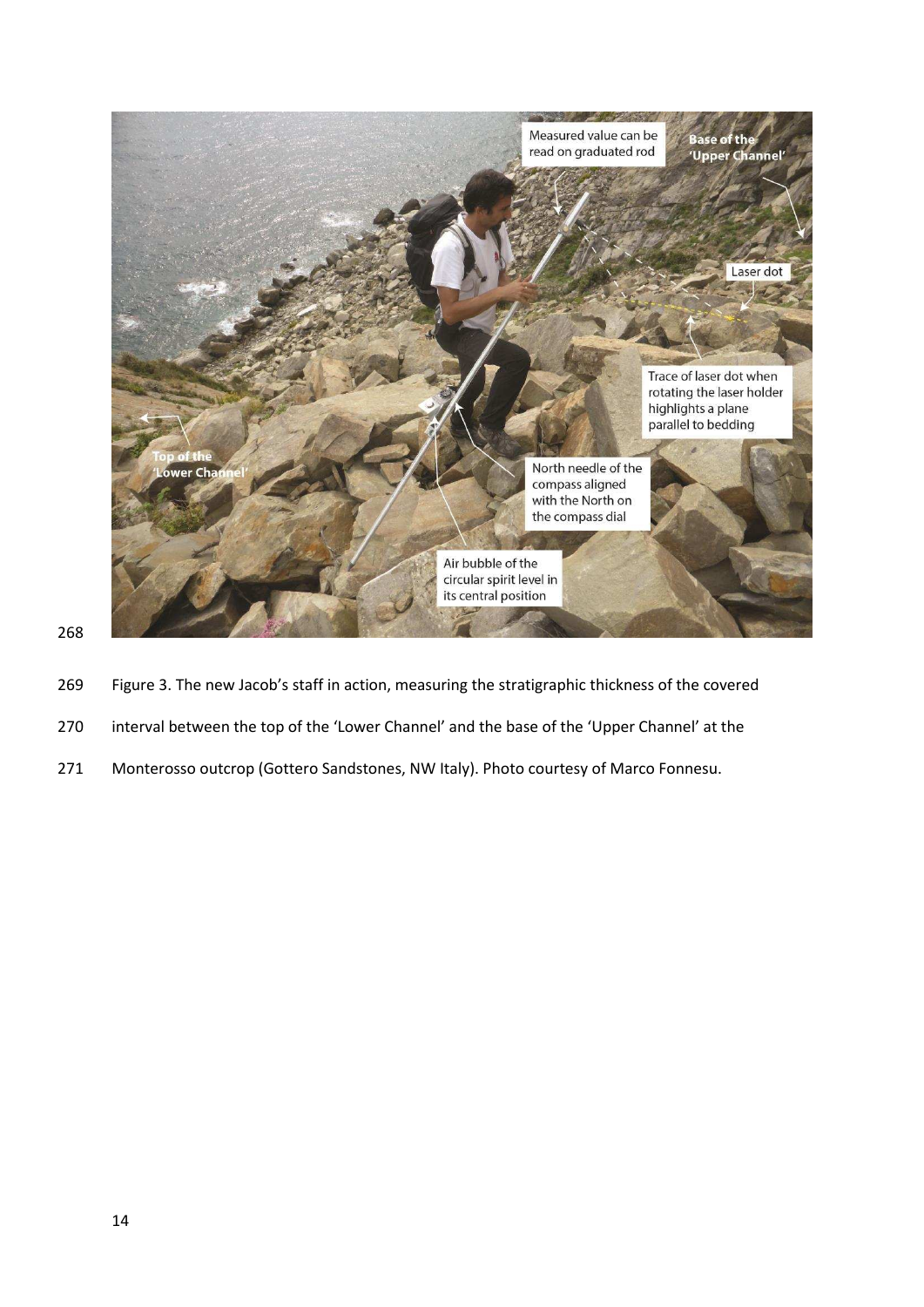Measured value can be read on graduated rod

Base of the 'Upper Channel'

Laser dot

Trace of laser dot when rotating the laser holder highlights a plane parallel to bedding

Top of the 'Lower Channel'

North needle of the compass aligned with the North on the compass dial

Air bubble of the circular spirit level in its central position

Figure 3. The new Jacob's staff in action, measuring the stratigraphic thickness of the covered interval between the top of the 'Lower Channel' and the base of the 'Upper Channel' at the Monterosso outcrop (Gottero Sandstones, NW Italy). Photo courtesy of Marco Fonnesu.